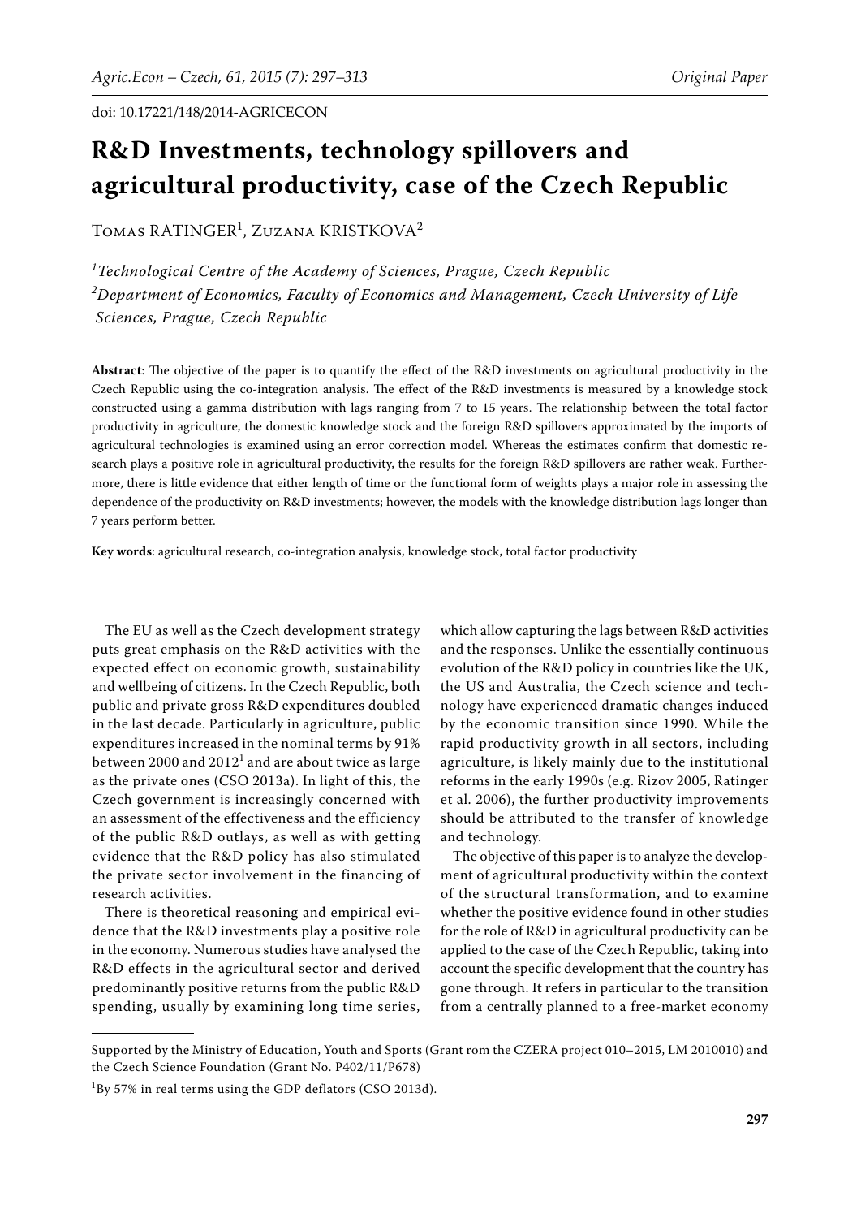doi: 10.17221/148/2014-AGRICECON

# R&D Investments, technology spillovers and agricultural productivity, case of the Czech Republic

Tomas RATINGER[1], Zuzana KRISTKOVA[2]

[1]*Technological Centre of the Academy of Sciences, Prague, Czech Republic*
[2]*Department of Economics, Faculty of Economics and Management, Czech University of Life Sciences, Prague, Czech Republic*

**Abstract**: The objective of the paper is to quantify the effect of the R&D investments on agricultural productivity in the Czech Republic using the co-integration analysis. The effect of the R&D investments is measured by a knowledge stock constructed using a gamma distribution with lags ranging from 7 to 15 years. The relationship between the total factor productivity in agriculture, the domestic knowledge stock and the foreign R&D spillovers approximated by the imports of agricultural technologies is examined using an error correction model. Whereas the estimates confirm that domestic research plays a positive role in agricultural productivity, the results for the foreign R&D spillovers are rather weak. Furthermore, there is little evidence that either length of time or the functional form of weights plays a major role in assessing the dependence of the productivity on R&D investments; however, the models with the knowledge distribution lags longer than 7 years perform better.

**Key words**: agricultural research, co-integration analysis, knowledge stock, total factor productivity

The EU as well as the Czech development strategy puts great emphasis on the R&D activities with the expected effect on economic growth, sustainability and wellbeing of citizens. In the Czech Republic, both public and private gross R&D expenditures doubled in the last decade. Particularly in agriculture, public expenditures increased in the nominal terms by 91% between 2000 and 2012[1] and are about twice as large as the private ones (CSO 2013a). In light of this, the Czech government is increasingly concerned with an assessment of the effectiveness and the efficiency of the public R&D outlays, as well as with getting evidence that the R&D policy has also stimulated the private sector involvement in the financing of research activities.

There is theoretical reasoning and empirical evidence that the R&D investments play a positive role in the economy. Numerous studies have analysed the R&D effects in the agricultural sector and derived predominantly positive returns from the public R&D spending, usually by examining long time series, which allow capturing the lags between R&D activities and the responses. Unlike the essentially continuous evolution of the R&D policy in countries like the UK, the US and Australia, the Czech science and technology have experienced dramatic changes induced by the economic transition since 1990. While the rapid productivity growth in all sectors, including agriculture, is likely mainly due to the institutional reforms in the early 1990s (e.g. Rizov 2005, Ratinger et al. 2006), the further productivity improvements should be attributed to the transfer of knowledge and technology.

The objective of this paper is to analyze the development of agricultural productivity within the context of the structural transformation, and to examine whether the positive evidence found in other studies for the role of R&D in agricultural productivity can be applied to the case of the Czech Republic, taking into account the specific development that the country has gone through. It refers in particular to the transition from a centrally planned to a free-market economy

---

Supported by the Ministry of Education, Youth and Sports (Grant rom the CZERA project 010–2015, LM 2010010) and the Czech Science Foundation (Grant No. P402/11/P678)

[1]By 57% in real terms using the GDP deflators (CSO 2013d).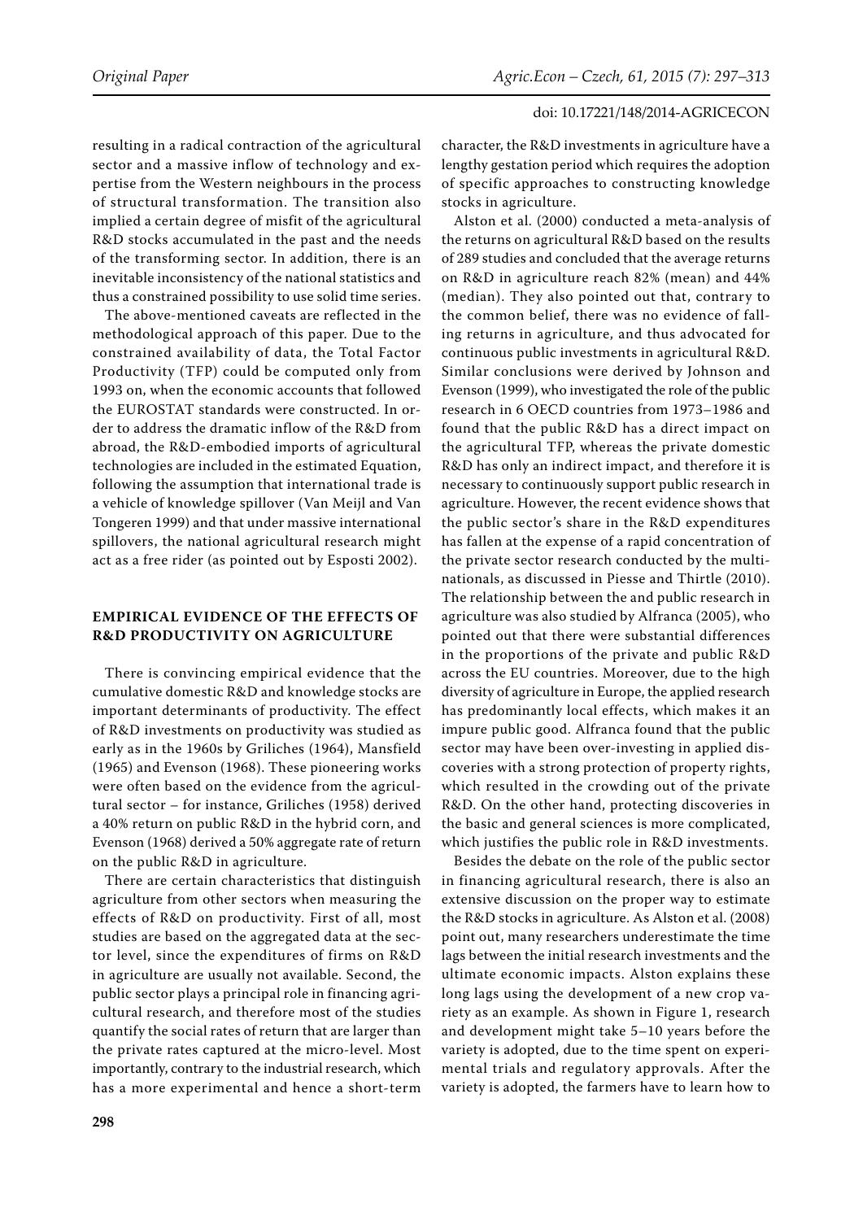resulting in a radical contraction of the agricultural sector and a massive inflow of technology and expertise from the Western neighbours in the process of structural transformation. The transition also implied a certain degree of misfit of the agricultural R&D stocks accumulated in the past and the needs of the transforming sector. In addition, there is an inevitable inconsistency of the national statistics and thus a constrained possibility to use solid time series.

The above-mentioned caveats are reflected in the methodological approach of this paper. Due to the constrained availability of data, the Total Factor Productivity (TFP) could be computed only from 1993 on, when the economic accounts that followed the EUROSTAT standards were constructed. In order to address the dramatic inflow of the R&D from abroad, the R&D-embodied imports of agricultural technologies are included in the estimated Equation, following the assumption that international trade is a vehicle of knowledge spillover (Van Meijl and Van Tongeren 1999) and that under massive international spillovers, the national agricultural research might act as a free rider (as pointed out by Esposti 2002).

## EMPIRICAL EVIDENCE OF THE EFFECTS OF R&D PRODUCTIVITY ON AGRICULTURE

There is convincing empirical evidence that the cumulative domestic R&D and knowledge stocks are important determinants of productivity. The effect of R&D investments on productivity was studied as early as in the 1960s by Griliches (1964), Mansfield (1965) and Evenson (1968). These pioneering works were often based on the evidence from the agricultural sector – for instance, Griliches (1958) derived a 40% return on public R&D in the hybrid corn, and Evenson (1968) derived a 50% aggregate rate of return on the public R&D in agriculture.

There are certain characteristics that distinguish agriculture from other sectors when measuring the effects of R&D on productivity. First of all, most studies are based on the aggregated data at the sector level, since the expenditures of firms on R&D in agriculture are usually not available. Second, the public sector plays a principal role in financing agricultural research, and therefore most of the studies quantify the social rates of return that are larger than the private rates captured at the micro-level. Most importantly, contrary to the industrial research, which has a more experimental and hence a short-term character, the R&D investments in agriculture have a lengthy gestation period which requires the adoption of specific approaches to constructing knowledge stocks in agriculture.

Alston et al. (2000) conducted a meta-analysis of the returns on agricultural R&D based on the results of 289 studies and concluded that the average returns on R&D in agriculture reach 82% (mean) and 44% (median). They also pointed out that, contrary to the common belief, there was no evidence of falling returns in agriculture, and thus advocated for continuous public investments in agricultural R&D. Similar conclusions were derived by Johnson and Evenson (1999), who investigated the role of the public research in 6 OECD countries from 1973–1986 and found that the public R&D has a direct impact on the agricultural TFP, whereas the private domestic R&D has only an indirect impact, and therefore it is necessary to continuously support public research in agriculture. However, the recent evidence shows that the public sector's share in the R&D expenditures has fallen at the expense of a rapid concentration of the private sector research conducted by the multinationals, as discussed in Piesse and Thirtle (2010). The relationship between the and public research in agriculture was also studied by Alfranca (2005), who pointed out that there were substantial differences in the proportions of the private and public R&D across the EU countries. Moreover, due to the high diversity of agriculture in Europe, the applied research has predominantly local effects, which makes it an impure public good. Alfranca found that the public sector may have been over-investing in applied discoveries with a strong protection of property rights, which resulted in the crowding out of the private R&D. On the other hand, protecting discoveries in the basic and general sciences is more complicated, which justifies the public role in R&D investments.

Besides the debate on the role of the public sector in financing agricultural research, there is also an extensive discussion on the proper way to estimate the R&D stocks in agriculture. As Alston et al. (2008) point out, many researchers underestimate the time lags between the initial research investments and the ultimate economic impacts. Alston explains these long lags using the development of a new crop variety as an example. As shown in Figure 1, research and development might take 5–10 years before the variety is adopted, due to the time spent on experimental trials and regulatory approvals. After the variety is adopted, the farmers have to learn how to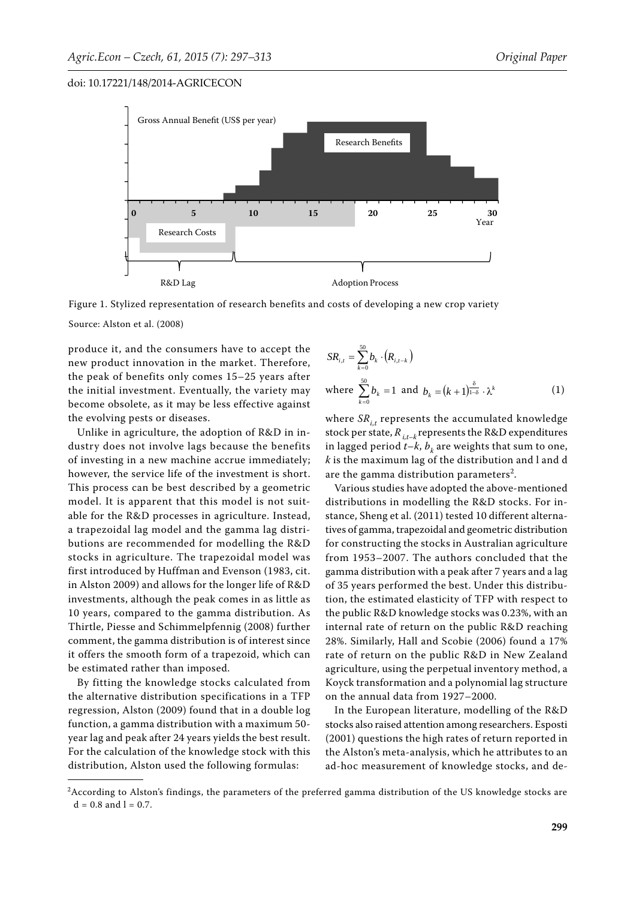Figure 1. Stylized representation of research benefits and costs of developing a new crop variety

Source: Alston et al. (2008)

produce it, and the consumers have to accept the new product innovation in the market. Therefore, the peak of benefits only comes 15–25 years after the initial investment. Eventually, the variety may become obsolete, as it may be less effective against the evolving pests or diseases.

Unlike in agriculture, the adoption of R&D in industry does not involve lags because the benefits of investing in a new machine accrue immediately; however, the service life of the investment is short. This process can be best described by a geometric model. It is apparent that this model is not suitable for the R&D processes in agriculture. Instead, a trapezoidal lag model and the gamma lag distributions are recommended for modelling the R&D stocks in agriculture. The trapezoidal model was first introduced by Huffman and Evenson (1983, cit. in Alston 2009) and allows for the longer life of R&D investments, although the peak comes in as little as 10 years, compared to the gamma distribution. As Thirtle, Piesse and Schimmelpfennig (2008) further comment, the gamma distribution is of interest since it offers the smooth form of a trapezoid, which can be estimated rather than imposed.

By fitting the knowledge stocks calculated from the alternative distribution specifications in a TFP regression, Alston (2009) found that in a double log function, a gamma distribution with a maximum 50-year lag and peak after 24 years yields the best result. For the calculation of the knowledge stock with this distribution, Alston used the following formulas:

$$SR_{i,t} = \sum_{k=0}^{50} b_k \cdot \left(R_{i,t-k}\right)$$

$$\text{where } \sum_{k=0}^{50} b_k = 1 \text{ and } b_k = (k+1)^{\frac{\delta}{1-\delta}} \cdot \lambda^k \tag{1}$$

where $SR_{i,t}$ represents the accumulated knowledge stock per state, $R_{i,t-k}$ represents the R&D expenditures in lagged period $t-k$, $b_k$ are weights that sum to one, $k$ is the maximum lag of the distribution and l and d are the gamma distribution parameters[2].

Various studies have adopted the above-mentioned distributions in modelling the R&D stocks. For instance, Sheng et al. (2011) tested 10 different alternatives of gamma, trapezoidal and geometric distribution for constructing the stocks in Australian agriculture from 1953–2007. The authors concluded that the gamma distribution with a peak after 7 years and a lag of 35 years performed the best. Under this distribution, the estimated elasticity of TFP with respect to the public R&D knowledge stocks was 0.23%, with an internal rate of return on the public R&D reaching 28%. Similarly, Hall and Scobie (2006) found a 17% rate of return on the public R&D in New Zealand agriculture, using the perpetual inventory method, a Koyck transformation and a polynomial lag structure on the annual data from 1927–2000.

In the European literature, modelling of the R&D stocks also raised attention among researchers. Esposti (2001) questions the high rates of return reported in the Alston's meta-analysis, which he attributes to an ad-hoc measurement of knowledge stocks, and de-

---

[2]According to Alston's findings, the parameters of the preferred gamma distribution of the US knowledge stocks are d = 0.8 and l = 0.7.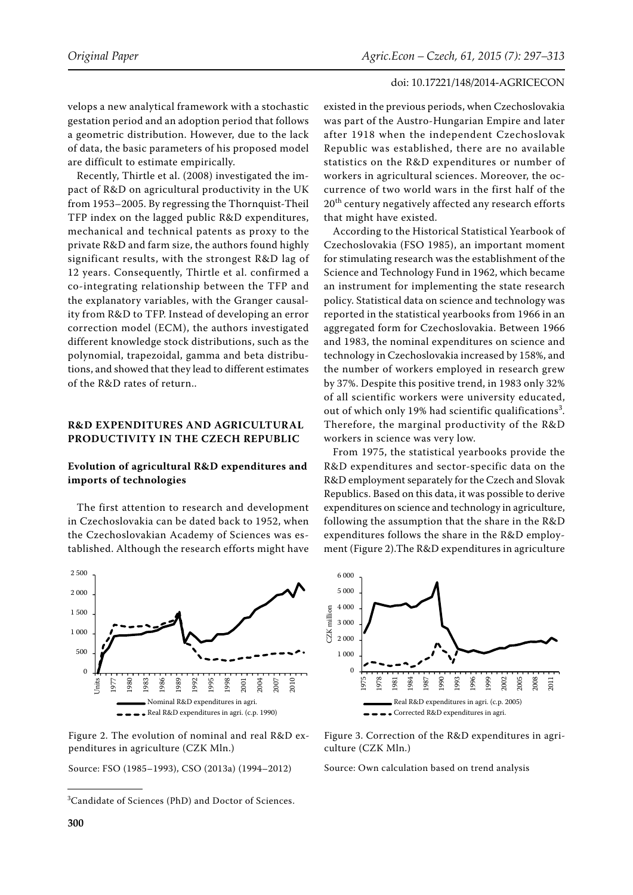velops a new analytical framework with a stochastic gestation period and an adoption period that follows a geometric distribution. However, due to the lack of data, the basic parameters of his proposed model are difficult to estimate empirically.

Recently, Thirtle et al. (2008) investigated the impact of R&D on agricultural productivity in the UK from 1953–2005. By regressing the Thornquist-Theil TFP index on the lagged public R&D expenditures, mechanical and technical patents as proxy to the private R&D and farm size, the authors found highly significant results, with the strongest R&D lag of 12 years. Consequently, Thirtle et al. confirmed a co-integrating relationship between the TFP and the explanatory variables, with the Granger causality from R&D to TFP. Instead of developing an error correction model (ECM), the authors investigated different knowledge stock distributions, such as the polynomial, trapezoidal, gamma and beta distributions, and showed that they lead to different estimates of the R&D rates of return..

## R&D EXPENDITURES AND AGRICULTURAL PRODUCTIVITY IN THE CZECH REPUBLIC

### Evolution of agricultural R&D expenditures and imports of technologies

The first attention to research and development in Czechoslovakia can be dated back to 1952, when the Czechoslovakian Academy of Sciences was established. Although the research efforts might have existed in the previous periods, when Czechoslovakia was part of the Austro-Hungarian Empire and later after 1918 when the independent Czechoslovak Republic was established, there are no available statistics on the R&D expenditures or number of workers in agricultural sciences. Moreover, the occurrence of two world wars in the first half of the 20th century negatively affected any research efforts that might have existed.

According to the Historical Statistical Yearbook of Czechoslovakia (FSO 1985), an important moment for stimulating research was the establishment of the Science and Technology Fund in 1962, which became an instrument for implementing the state research policy. Statistical data on science and technology was reported in the statistical yearbooks from 1966 in an aggregated form for Czechoslovakia. Between 1966 and 1983, the nominal expenditures on science and technology in Czechoslovakia increased by 158%, and the number of workers employed in research grew by 37%. Despite this positive trend, in 1983 only 32% of all scientific workers were university educated, out of which only 19% had scientific qualifications[3]. Therefore, the marginal productivity of the R&D workers in science was very low.

From 1975, the statistical yearbooks provide the R&D expenditures and sector-specific data on the R&D employment separately for the Czech and Slovak Republics. Based on this data, it was possible to derive expenditures on science and technology in agriculture, following the assumption that the share in the R&D expenditures follows the share in the R&D employment (Figure 2).The R&D expenditures in agriculture

Figure 2. The evolution of nominal and real R&D expenditures in agriculture (CZK Mln.)

Source: FSO (1985–1993), CSO (2013a) (1994–2012)

Figure 3. Correction of the R&D expenditures in agriculture (CZK Mln.)

Source: Own calculation based on trend analysis

[3]Candidate of Sciences (PhD) and Doctor of Sciences.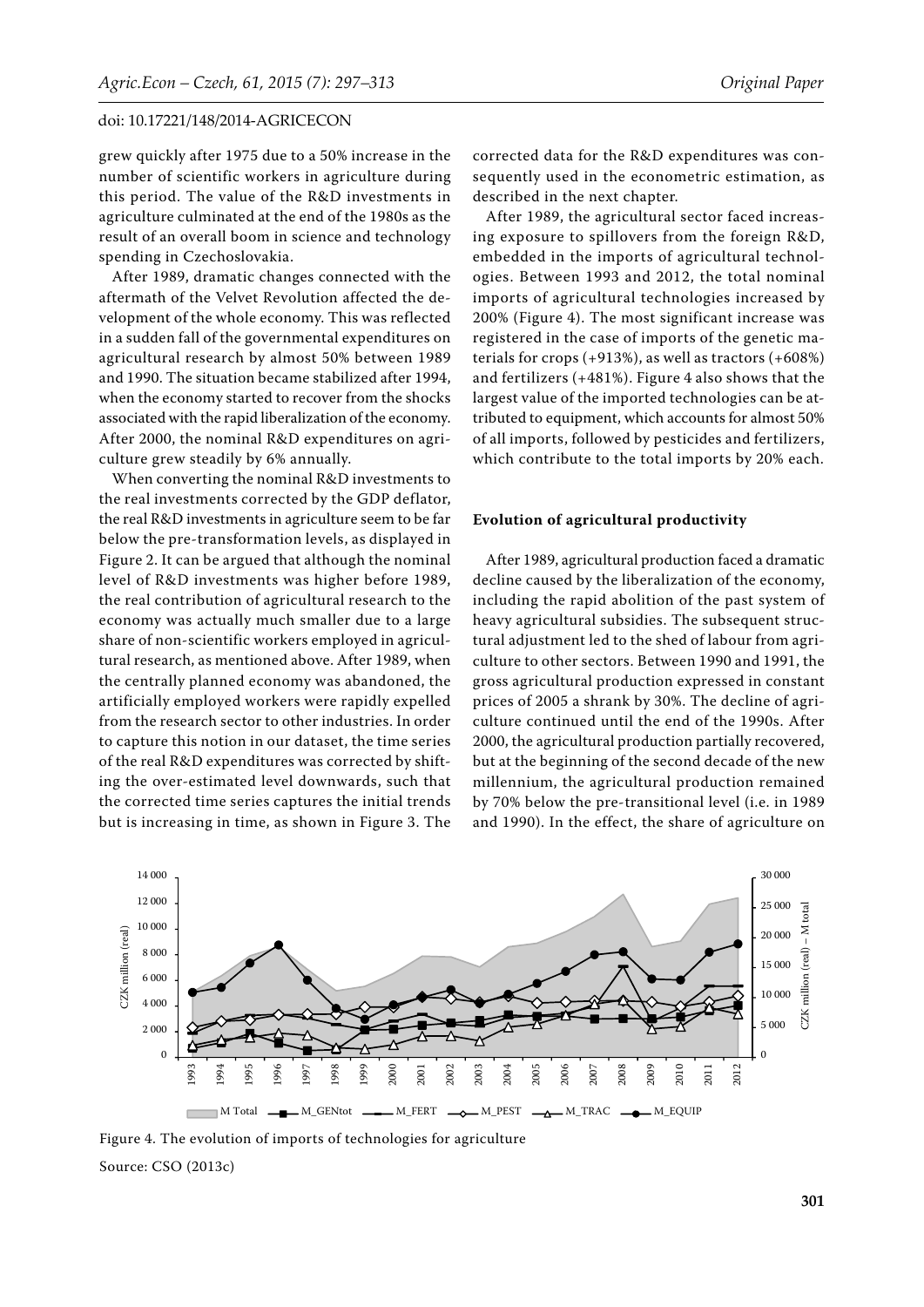grew quickly after 1975 due to a 50% increase in the number of scientific workers in agriculture during this period. The value of the R&D investments in agriculture culminated at the end of the 1980s as the result of an overall boom in science and technology spending in Czechoslovakia.

After 1989, dramatic changes connected with the aftermath of the Velvet Revolution affected the development of the whole economy. This was reflected in a sudden fall of the governmental expenditures on agricultural research by almost 50% between 1989 and 1990. The situation became stabilized after 1994, when the economy started to recover from the shocks associated with the rapid liberalization of the economy. After 2000, the nominal R&D expenditures on agriculture grew steadily by 6% annually.

When converting the nominal R&D investments to the real investments corrected by the GDP deflator, the real R&D investments in agriculture seem to be far below the pre-transformation levels, as displayed in Figure 2. It can be argued that although the nominal level of R&D investments was higher before 1989, the real contribution of agricultural research to the economy was actually much smaller due to a large share of non-scientific workers employed in agricultural research, as mentioned above. After 1989, when the centrally planned economy was abandoned, the artificially employed workers were rapidly expelled from the research sector to other industries. In order to capture this notion in our dataset, the time series of the real R&D expenditures was corrected by shifting the over-estimated level downwards, such that the corrected time series captures the initial trends but is increasing in time, as shown in Figure 3. The corrected data for the R&D expenditures was consequently used in the econometric estimation, as described in the next chapter.

After 1989, the agricultural sector faced increasing exposure to spillovers from the foreign R&D, embedded in the imports of agricultural technologies. Between 1993 and 2012, the total nominal imports of agricultural technologies increased by 200% (Figure 4). The most significant increase was registered in the case of imports of the genetic materials for crops (+913%), as well as tractors (+608%) and fertilizers (+481%). Figure 4 also shows that the largest value of the imported technologies can be attributed to equipment, which accounts for almost 50% of all imports, followed by pesticides and fertilizers, which contribute to the total imports by 20% each.

### Evolution of agricultural productivity

After 1989, agricultural production faced a dramatic decline caused by the liberalization of the economy, including the rapid abolition of the past system of heavy agricultural subsidies. The subsequent structural adjustment led to the shed of labour from agriculture to other sectors. Between 1990 and 1991, the gross agricultural production expressed in constant prices of 2005 a shrank by 30%. The decline of agriculture continued until the end of the 1990s. After 2000, the agricultural production partially recovered, but at the beginning of the second decade of the new millennium, the agricultural production remained by 70% below the pre-transitional level (i.e. in 1989 and 1990). In the effect, the share of agriculture on

Figure 4. The evolution of imports of technologies for agriculture

Source: CSO (2013c)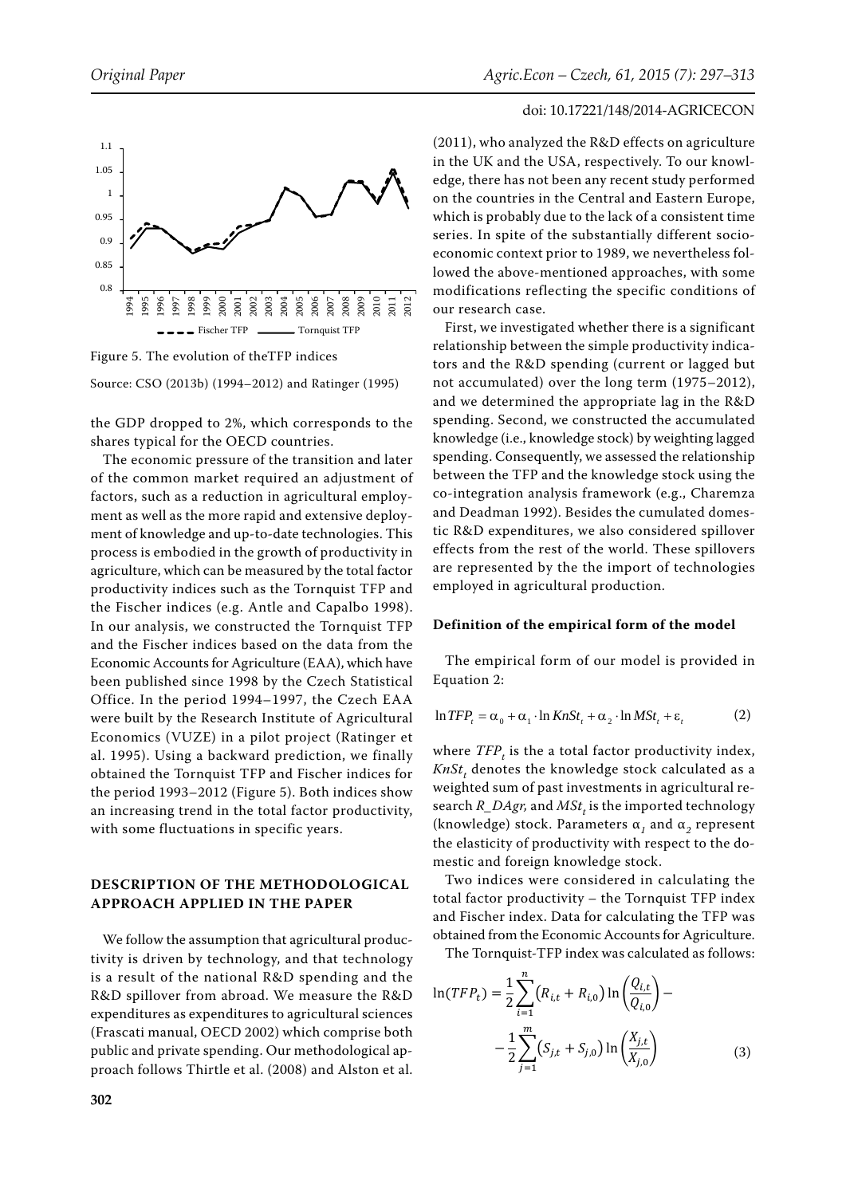Figure 5. The evolution of theTFP indices

Source: CSO (2013b) (1994–2012) and Ratinger (1995)

the GDP dropped to 2%, which corresponds to the shares typical for the OECD countries.

The economic pressure of the transition and later of the common market required an adjustment of factors, such as a reduction in agricultural employment as well as the more rapid and extensive deployment of knowledge and up-to-date technologies. This process is embodied in the growth of productivity in agriculture, which can be measured by the total factor productivity indices such as the Tornquist TFP and the Fischer indices (e.g. Antle and Capalbo 1998). In our analysis, we constructed the Tornquist TFP and the Fischer indices based on the data from the Economic Accounts for Agriculture (EAA), which have been published since 1998 by the Czech Statistical Office. In the period 1994–1997, the Czech EAA were built by the Research Institute of Agricultural Economics (VUZE) in a pilot project (Ratinger et al. 1995). Using a backward prediction, we finally obtained the Tornquist TFP and Fischer indices for the period 1993–2012 (Figure 5). Both indices show an increasing trend in the total factor productivity, with some fluctuations in specific years.

## DESCRIPTION OF THE METHODOLOGICAL APPROACH APPLIED IN THE PAPER

We follow the assumption that agricultural productivity is driven by technology, and that technology is a result of the national R&D spending and the R&D spillover from abroad. We measure the R&D expenditures as expenditures to agricultural sciences (Frascati manual, OECD 2002) which comprise both public and private spending. Our methodological approach follows Thirtle et al. (2008) and Alston et al. (2011), who analyzed the R&D effects on agriculture in the UK and the USA, respectively. To our knowledge, there has not been any recent study performed on the countries in the Central and Eastern Europe, which is probably due to the lack of a consistent time series. In spite of the substantially different socio-economic context prior to 1989, we nevertheless followed the above-mentioned approaches, with some modifications reflecting the specific conditions of our research case.

First, we investigated whether there is a significant relationship between the simple productivity indicators and the R&D spending (current or lagged but not accumulated) over the long term (1975–2012), and we determined the appropriate lag in the R&D spending. Second, we constructed the accumulated knowledge (i.e., knowledge stock) by weighting lagged spending. Consequently, we assessed the relationship between the TFP and the knowledge stock using the co-integration analysis framework (e.g., Charemza and Deadman 1992). Besides the cumulated domestic R&D expenditures, we also considered spillover effects from the rest of the world. These spillovers are represented by the the import of technologies employed in agricultural production.

### Definition of the empirical form of the model

The empirical form of our model is provided in Equation 2:

$$\ln TFP_t = \alpha_0 + \alpha_1 \cdot \ln KnSt_t + \alpha_2 \cdot \ln MSt_t + \varepsilon_t \qquad (2)$$

where $TFP_t$ is the a total factor productivity index, $KnSt_t$ denotes the knowledge stock calculated as a weighted sum of past investments in agricultural research $R\_DAgr$, and $MSt_t$ is the imported technology (knowledge) stock. Parameters $\alpha_1$ and $\alpha_2$ represent the elasticity of productivity with respect to the domestic and foreign knowledge stock.

Two indices were considered in calculating the total factor productivity – the Tornquist TFP index and Fischer index. Data for calculating the TFP was obtained from the Economic Accounts for Agriculture.

The Tornquist-TFP index was calculated as follows:

$$\ln(TFP_t) = \frac{1}{2}\sum_{i=1}^{n}\left(R_{i,t} + R_{i,0}\right)\ln\left(\frac{Q_{i,t}}{Q_{i,0}}\right) - \frac{1}{2}\sum_{j=1}^{m}\left(S_{j,t} + S_{j,0}\right)\ln\left(\frac{X_{j,t}}{X_{j,0}}\right) \qquad (3)$$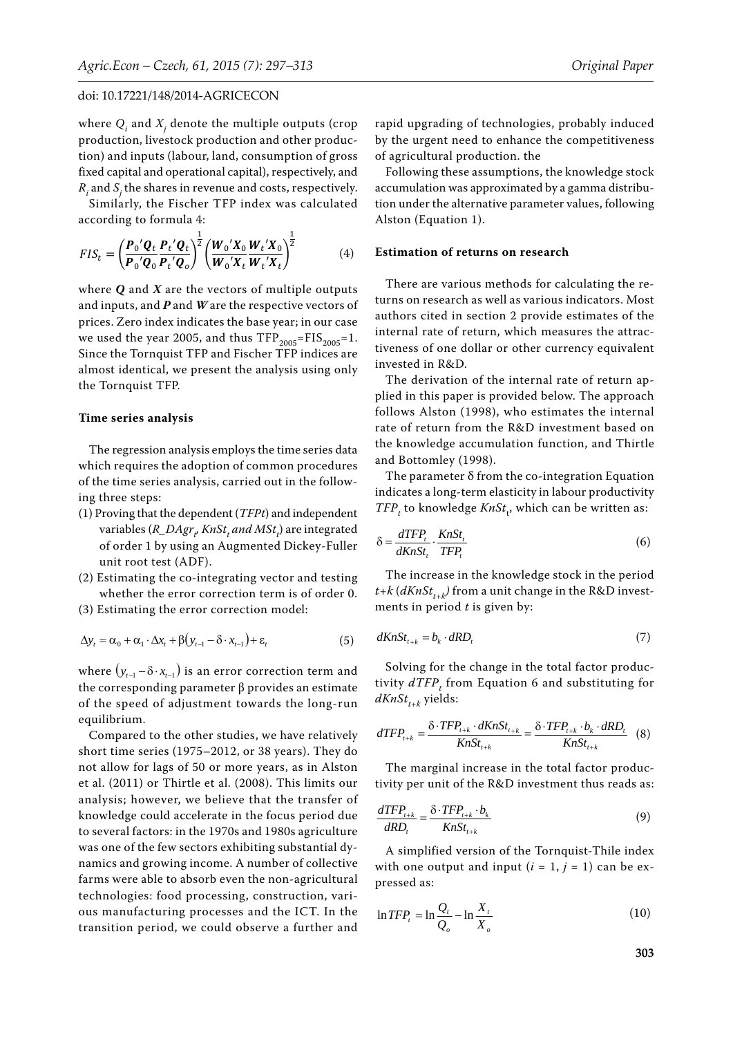where $Q_i$ and $X_j$ denote the multiple outputs (crop production, livestock production and other production) and inputs (labour, land, consumption of gross fixed capital and operational capital), respectively, and $R_i$ and $S_j$ the shares in revenue and costs, respectively.

Similarly, the Fischer TFP index was calculated according to formula 4:

$$FIS_t = \left(\frac{\boldsymbol{P}_0'\boldsymbol{Q}_t}{\boldsymbol{P}_0'\boldsymbol{Q}_0}\frac{\boldsymbol{P}_t'\boldsymbol{Q}_t}{\boldsymbol{P}_t'\boldsymbol{Q}_o}\right)^{\frac{1}{2}}\left(\frac{\boldsymbol{W}_0'\boldsymbol{X}_0}{\boldsymbol{W}_0'\boldsymbol{X}_t}\frac{\boldsymbol{W}_t'\boldsymbol{X}_0}{\boldsymbol{W}_t'\boldsymbol{X}_t}\right)^{\frac{1}{2}} \tag{4}$$

where $\boldsymbol{Q}$ and $\boldsymbol{X}$ are the vectors of multiple outputs and inputs, and $\boldsymbol{P}$ and $\boldsymbol{W}$ are the respective vectors of prices. Zero index indicates the base year; in our case we used the year 2005, and thus $TFP_{2005}=FIS_{2005}=1$. Since the Tornquist TFP and Fischer TFP indices are almost identical, we present the analysis using only the Tornquist TFP.

### Time series analysis

The regression analysis employs the time series data which requires the adoption of common procedures of the time series analysis, carried out in the following three steps:

(1) Proving that the dependent (*TFPt*) and independent variables ($R\_DAgr_t$, $KnSt_t$ *and* $MSt_t$) are integrated of order 1 by using an Augmented Dickey-Fuller unit root test (ADF).

(2) Estimating the co-integrating vector and testing whether the error correction term is of order 0.

(3) Estimating the error correction model:

$$\Delta y_t = \alpha_0 + \alpha_1 \cdot \Delta x_t + \beta(y_{t-1} - \delta \cdot x_{t-1}) + \varepsilon_t \tag{5}$$

where $(y_{t-1} - \delta \cdot x_{t-1})$ is an error correction term and the corresponding parameter β provides an estimate of the speed of adjustment towards the long-run equilibrium.

Compared to the other studies, we have relatively short time series (1975–2012, or 38 years). They do not allow for lags of 50 or more years, as in Alston et al. (2011) or Thirtle et al. (2008). This limits our analysis; however, we believe that the transfer of knowledge could accelerate in the focus period due to several factors: in the 1970s and 1980s agriculture was one of the few sectors exhibiting substantial dynamics and growing income. A number of collective farms were able to absorb even the non-agricultural technologies: food processing, construction, various manufacturing processes and the ICT. In the transition period, we could observe a further and rapid upgrading of technologies, probably induced by the urgent need to enhance the competitiveness of agricultural production. the

Following these assumptions, the knowledge stock accumulation was approximated by a gamma distribution under the alternative parameter values, following Alston (Equation 1).

### Estimation of returns on research

There are various methods for calculating the returns on research as well as various indicators. Most authors cited in section 2 provide estimates of the internal rate of return, which measures the attractiveness of one dollar or other currency equivalent invested in R&D.

The derivation of the internal rate of return applied in this paper is provided below. The approach follows Alston (1998), who estimates the internal rate of return from the R&D investment based on the knowledge accumulation function, and Thirtle and Bottomley (1998).

The parameter δ from the co-integration Equation indicates a long-term elasticity in labour productivity $TFP_t$ to knowledge $KnSt_t$, which can be written as:

$$\delta = \frac{dTFP_t}{dKnSt_t} \cdot \frac{KnSt_t}{TFP_t} \tag{6}$$

The increase in the knowledge stock in the period $t+k$ ($dKnSt_{t+k}$) from a unit change in the R&D investments in period $t$ is given by:

$$dKnSt_{t+k} = b_k \cdot dRD_t \tag{7}$$

Solving for the change in the total factor productivity $dTFP_t$ from Equation 6 and substituting for $dKnSt_{t+k}$ yields:

$$dTFP_{t+k} = \frac{\delta \cdot TFP_{t+k} \cdot dKnSt_{t+k}}{KnSt_{t+k}} = \frac{\delta \cdot TFP_{t+k} \cdot b_k \cdot dRD_t}{KnSt_{t+k}} \tag{8}$$

The marginal increase in the total factor productivity per unit of the R&D investment thus reads as:

$$\frac{dTFP_{t+k}}{dRD_t} = \frac{\delta \cdot TFP_{t+k} \cdot b_k}{KnSt_{t+k}} \tag{9}$$

A simplified version of the Tornquist-Thile index with one output and input ($i = 1$, $j = 1$) can be expressed as:

$$\ln TFP_t = \ln\frac{Q_t}{Q_o} - \ln\frac{X_t}{X_o} \tag{10}$$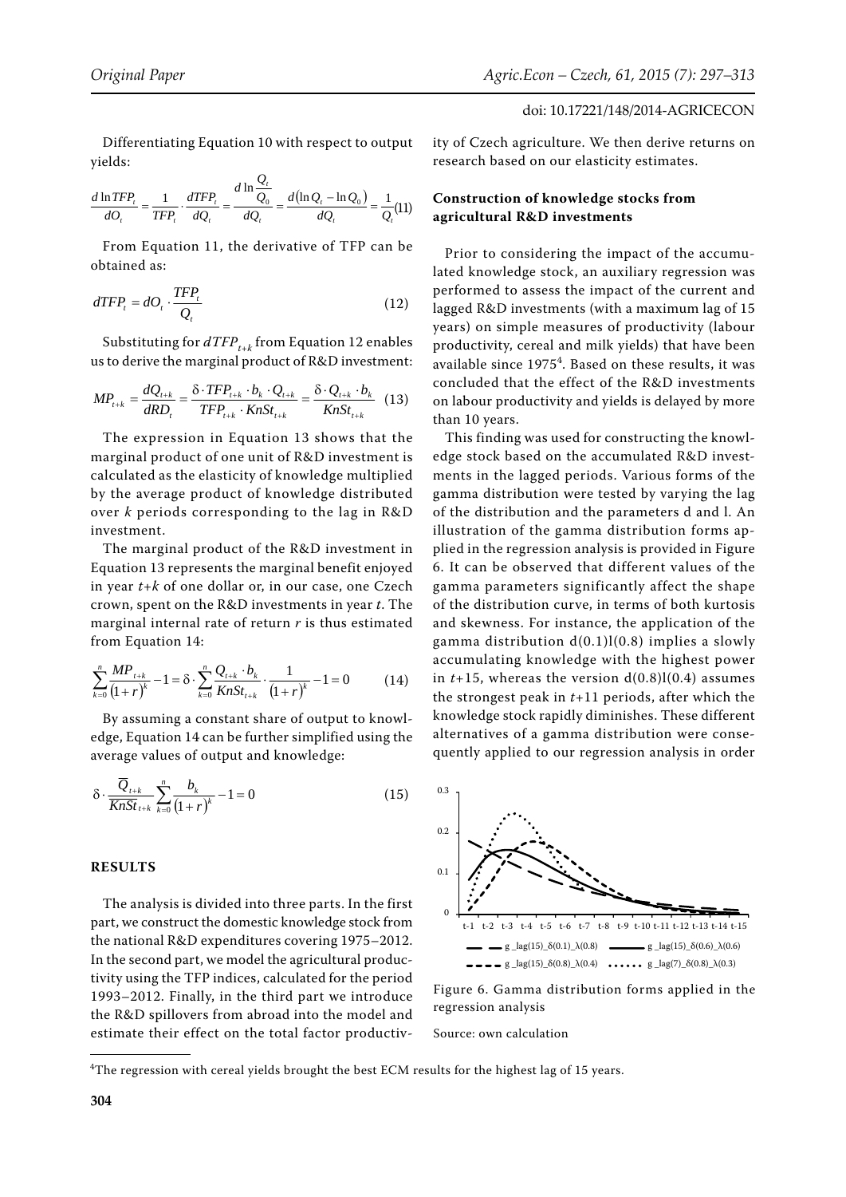Differentiating Equation 10 with respect to output yields:

$$\frac{d\ln TFP_t}{dO_t} = \frac{1}{TFP_t}\cdot\frac{dTFP_t}{dQ_t} = \frac{d\ln\frac{Q_t}{Q_0}}{dQ_t} = \frac{d(\ln Q_t - \ln Q_0)}{dQ_t} = \frac{1}{Q_t} \quad (11)$$

From Equation 11, the derivative of TFP can be obtained as:

$$dTFP_t = dO_t \cdot \frac{TFP_t}{Q_t} \quad (12)$$

Substituting for $dTFP_{t+k}$ from Equation 12 enables us to derive the marginal product of R&D investment:

$$MP_{t+k} = \frac{dQ_{t+k}}{dRD_t} = \frac{\delta\cdot TFP_{t+k}\cdot b_k\cdot Q_{t+k}}{TFP_{t+k}\cdot KnSt_{t+k}} = \frac{\delta\cdot Q_{t+k}\cdot b_k}{KnSt_{t+k}} \quad (13)$$

The expression in Equation 13 shows that the marginal product of one unit of R&D investment is calculated as the elasticity of knowledge multiplied by the average product of knowledge distributed over $k$ periods corresponding to the lag in R&D investment.

The marginal product of the R&D investment in Equation 13 represents the marginal benefit enjoyed in year $t+k$ of one dollar or, in our case, one Czech crown, spent on the R&D investments in year $t$. The marginal internal rate of return $r$ is thus estimated from Equation 14:

$$\sum_{k=0}^{n}\frac{MP_{t+k}}{(1+r)^k} - 1 = \delta\cdot\sum_{k=0}^{n}\frac{Q_{t+k}\cdot b_k}{KnSt_{t+k}}\cdot\frac{1}{(1+r)^k} - 1 = 0 \quad (14)$$

By assuming a constant share of output to knowledge, Equation 14 can be further simplified using the average values of output and knowledge:

$$\delta\cdot\frac{\overline{Q}_{t+k}}{\overline{KnSt}_{t+k}}\sum_{k=0}^{n}\frac{b_k}{(1+r)^k} - 1 = 0 \quad (15)$$

## RESULTS

The analysis is divided into three parts. In the first part, we construct the domestic knowledge stock from the national R&D expenditures covering 1975–2012. In the second part, we model the agricultural productivity using the TFP indices, calculated for the period 1993–2012. Finally, in the third part we introduce the R&D spillovers from abroad into the model and estimate their effect on the total factor productivity of Czech agriculture. We then derive returns on research based on our elasticity estimates.

### Construction of knowledge stocks from agricultural R&D investments

Prior to considering the impact of the accumulated knowledge stock, an auxiliary regression was performed to assess the impact of the current and lagged R&D investments (with a maximum lag of 15 years) on simple measures of productivity (labour productivity, cereal and milk yields) that have been available since 1975[4]. Based on these results, it was concluded that the effect of the R&D investments on labour productivity and yields is delayed by more than 10 years.

This finding was used for constructing the knowledge stock based on the accumulated R&D investments in the lagged periods. Various forms of the gamma distribution were tested by varying the lag of the distribution and the parameters d and l. An illustration of the gamma distribution forms applied in the regression analysis is provided in Figure 6. It can be observed that different values of the gamma parameters significantly affect the shape of the distribution curve, in terms of both kurtosis and skewness. For instance, the application of the gamma distribution d(0.1)l(0.8) implies a slowly accumulating knowledge with the highest power in $t+15$, whereas the version d(0.8)l(0.4) assumes the strongest peak in $t+11$ periods, after which the knowledge stock rapidly diminishes. These different alternatives of a gamma distribution were consequently applied to our regression analysis in order

Figure 6. Gamma distribution forms applied in the regression analysis

Source: own calculation

[4]The regression with cereal yields brought the best ECM results for the highest lag of 15 years.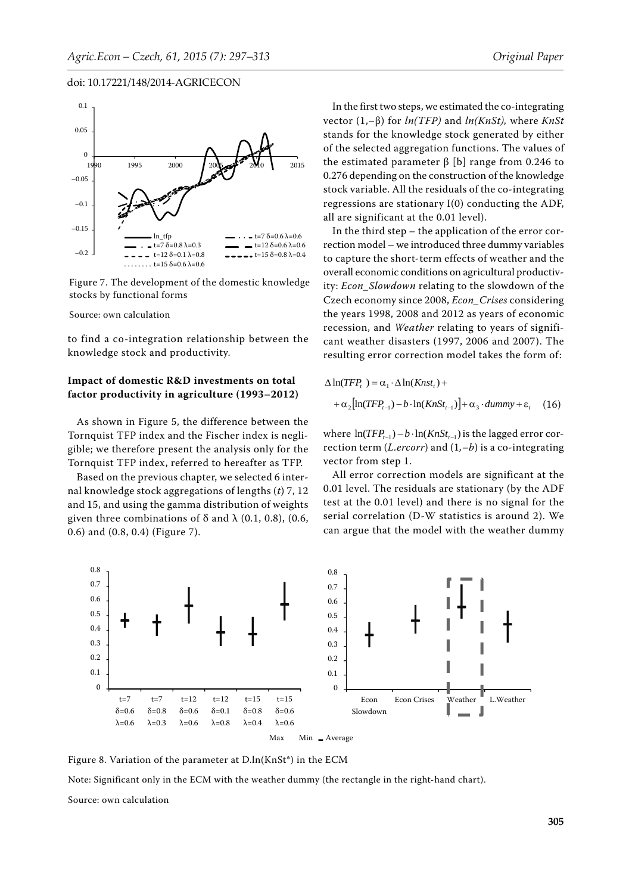Figure 7. The development of the domestic knowledge stocks by functional forms

Source: own calculation

to find a co-integration relationship between the knowledge stock and productivity.

### Impact of domestic R&D investments on total factor productivity in agriculture (1993–2012)

As shown in Figure 5, the difference between the Tornquist TFP index and the Fischer index is negligible; we therefore present the analysis only for the Tornquist TFP index, referred to hereafter as TFP.

Based on the previous chapter, we selected 6 internal knowledge stock aggregations of lengths ($t$) 7, 12 and 15, and using the gamma distribution of weights given three combinations of $\delta$ and $\lambda$ (0.1, 0.8), (0.6, 0.6) and (0.8, 0.4) (Figure 7).

In the first two steps, we estimated the co-integrating vector $(1,-\beta)$ for $ln(TFP)$ and $ln(KnSt)$, where $KnSt$ stands for the knowledge stock generated by either of the selected aggregation functions. The values of the estimated parameter $\beta$ [b] range from 0.246 to 0.276 depending on the construction of the knowledge stock variable. All the residuals of the co-integrating regressions are stationary I(0) conducting the ADF, all are significant at the 0.01 level).

In the third step – the application of the error correction model – we introduced three dummy variables to capture the short-term effects of weather and the overall economic conditions on agricultural productivity: *Econ_Slowdown* relating to the slowdown of the Czech economy since 2008, *Econ_Crises* considering the years 1998, 2008 and 2012 as years of economic recession, and *Weather* relating to years of significant weather disasters (1997, 2006 and 2007). The resulting error correction model takes the form of:

$$\Delta \ln(TFP_t) = \alpha_1 \cdot \Delta \ln(Knst_t) + \\ + \alpha_2 \left[\ln(TFP_{t-1}) - b \cdot \ln(KnSt_{t-1})\right] + \alpha_3 \cdot dummy + \varepsilon_t \quad (16)$$

where $\ln(TFP_{t-1}) - b \cdot \ln(KnSt_{t-1})$ is the lagged error correction term ($L.ercorr$) and $(1,-b)$ is a co-integrating vector from step 1.

All error correction models are significant at the 0.01 level. The residuals are stationary (by the ADF test at the 0.01 level) and there is no signal for the serial correlation (D-W statistics is around 2). We can argue that the model with the weather dummy

Figure 8. Variation of the parameter at D.ln(KnSt*) in the ECM

Note: Significant only in the ECM with the weather dummy (the rectangle in the right-hand chart).

Source: own calculation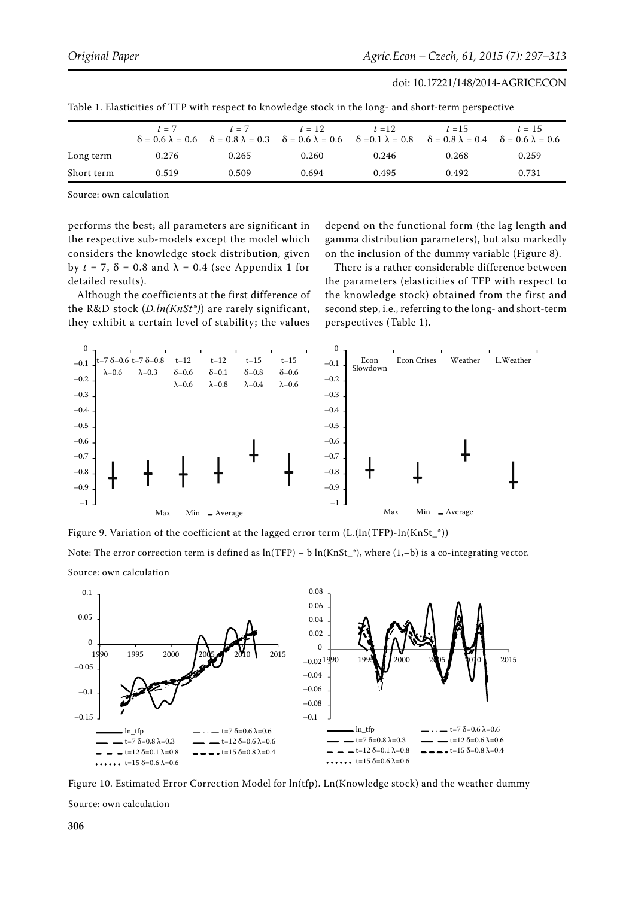Table 1. Elasticities of TFP with respect to knowledge stock in the long- and short-term perspective

| | $t = 7$ $\delta = 0.6$ $\lambda = 0.6$ | $t = 7$ $\delta = 0.8$ $\lambda = 0.3$ | $t = 12$ $\delta = 0.6$ $\lambda = 0.6$ | $t = 12$ $\delta = 0.1$ $\lambda = 0.8$ | $t = 15$ $\delta = 0.8$ $\lambda = 0.4$ | $t = 15$ $\delta = 0.6$ $\lambda = 0.6$ |
|---|---|---|---|---|---|---|
| Long term | 0.276 | 0.265 | 0.260 | 0.246 | 0.268 | 0.259 |
| Short term | 0.519 | 0.509 | 0.694 | 0.495 | 0.492 | 0.731 |

Source: own calculation

performs the best; all parameters are significant in the respective sub-models except the model which considers the knowledge stock distribution, given by $t = 7$, $\delta = 0.8$ and $\lambda = 0.4$ (see Appendix 1 for detailed results).

Although the coefficients at the first difference of the R&D stock (*D.ln(KnSt\*)*) are rarely significant, they exhibit a certain level of stability; the values depend on the functional form (the lag length and gamma distribution parameters), but also markedly on the inclusion of the dummy variable (Figure 8).

There is a rather considerable difference between the parameters (elasticities of TFP with respect to the knowledge stock) obtained from the first and second step, i.e., referring to the long- and short-term perspectives (Table 1).

Figure 9. Variation of the coefficient at the lagged error term (L.(ln(TFP)-ln(KnSt_*))

Note: The error correction term is defined as ln(TFP) – b ln(KnSt_*), where (1,–b) is a co-integrating vector.

Source: own calculation

Figure 10. Estimated Error Correction Model for ln(tfp). Ln(Knowledge stock) and the weather dummy

Source: own calculation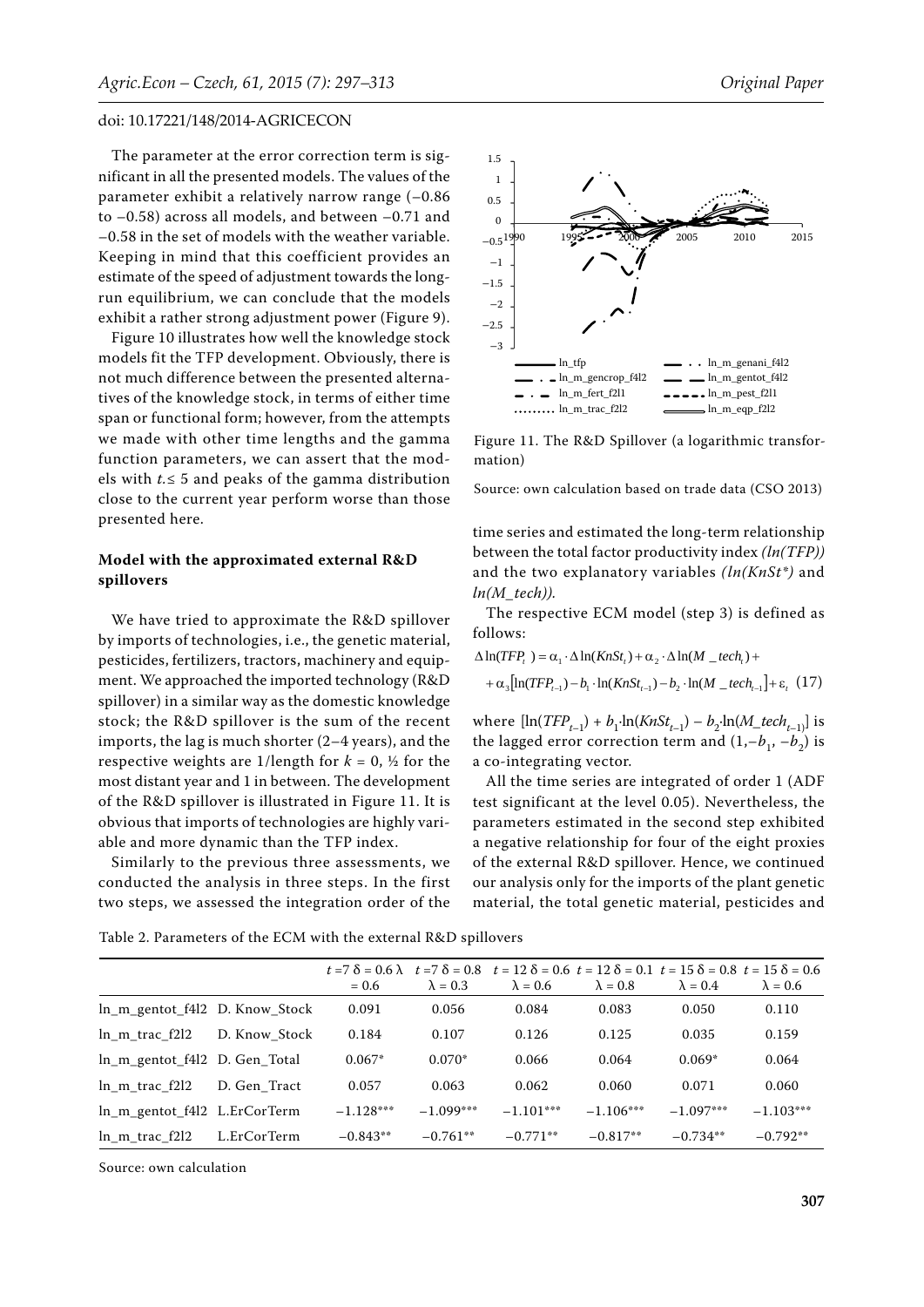The parameter at the error correction term is significant in all the presented models. The values of the parameter exhibit a relatively narrow range (–0.86 to –0.58) across all models, and between –0.71 and –0.58 in the set of models with the weather variable. Keeping in mind that this coefficient provides an estimate of the speed of adjustment towards the long-run equilibrium, we can conclude that the models exhibit a rather strong adjustment power (Figure 9).

Figure 10 illustrates how well the knowledge stock models fit the TFP development. Obviously, there is not much difference between the presented alternatives of the knowledge stock, in terms of either time span or functional form; however, from the attempts we made with other time lengths and the gamma function parameters, we can assert that the models with $t_{\cdot} \leq 5$ and peaks of the gamma distribution close to the current year perform worse than those presented here.

### Model with the approximated external R&D spillovers

We have tried to approximate the R&D spillover by imports of technologies, i.e., the genetic material, pesticides, fertilizers, tractors, machinery and equipment. We approached the imported technology (R&D spillover) in a similar way as the domestic knowledge stock; the R&D spillover is the sum of the recent imports, the lag is much shorter (2–4 years), and the respective weights are 1/length for $k$ = 0, ½ for the most distant year and 1 in between. The development of the R&D spillover is illustrated in Figure 11. It is obvious that imports of technologies are highly variable and more dynamic than the TFP index.

Similarly to the previous three assessments, we conducted the analysis in three steps. In the first two steps, we assessed the integration order of the

Figure 11. The R&D Spillover (a logarithmic transformation)

Source: own calculation based on trade data (CSO 2013)

time series and estimated the long-term relationship between the total factor productivity index *(ln(TFP))* and the two explanatory variables *(ln(KnSt\*)* and *ln(M_tech))*.

The respective ECM model (step 3) is defined as follows:

$$\Delta \ln(TFP_t) = \alpha_1 \cdot \Delta \ln(KnSt_t) + \alpha_2 \cdot \Delta \ln(M\_tech_t) + \\ + \alpha_3 [\ln(TFP_{t-1}) - b_1 \cdot \ln(KnSt_{t-1}) - b_2 \cdot \ln(M\_tech_{t-1}] + \varepsilon_t \quad (17)$$

where $[\ln(TFP_{t-1}) + b_1 \cdot \ln(KnSt_{t-1}) - b_2 \cdot \ln(M\_tech_{t-1})]$ is the lagged error correction term and $(1, -b_1, -b_2)$ is a co-integrating vector.

All the time series are integrated of order 1 (ADF test significant at the level 0.05). Nevertheless, the parameters estimated in the second step exhibited a negative relationship for four of the eight proxies of the external R&D spillover. Hence, we continued our analysis only for the imports of the plant genetic material, the total genetic material, pesticides and

Table 2. Parameters of the ECM with the external R&D spillovers

| | | $t$ = 7 $\delta$ = 0.6 $\lambda$ = 0.6 | $t$ = 7 $\delta$ = 0.8 $\lambda$ = 0.3 | $t$ = 12 $\delta$ = 0.6 $\lambda$ = 0.6 | $t$ = 12 $\delta$ = 0.1 $\lambda$ = 0.8 | $t$ = 15 $\delta$ = 0.8 $\lambda$ = 0.4 | $t$ = 15 $\delta$ = 0.6 $\lambda$ = 0.6 |
|---|---|---|---|---|---|---|---|
| ln_m_gentot_f4l2 | D. Know_Stock | 0.091 | 0.056 | 0.084 | 0.083 | 0.050 | 0.110 |
| ln_m_trac_f2l2 | D. Know_Stock | 0.184 | 0.107 | 0.126 | 0.125 | 0.035 | 0.159 |
| ln_m_gentot_f4l2 | D. Gen_Total | 0.067* | 0.070* | 0.066 | 0.064 | 0.069* | 0.064 |
| ln_m_trac_f2l2 | D. Gen_Tract | 0.057 | 0.063 | 0.062 | 0.060 | 0.071 | 0.060 |
| ln_m_gentot_f4l2 | L.ErCorTerm | –1.128*** | –1.099*** | –1.101*** | –1.106*** | –1.097*** | –1.103*** |
| ln_m_trac_f2l2 | L.ErCorTerm | –0.843** | –0.761** | –0.771** | –0.817** | –0.734** | –0.792** |

Source: own calculation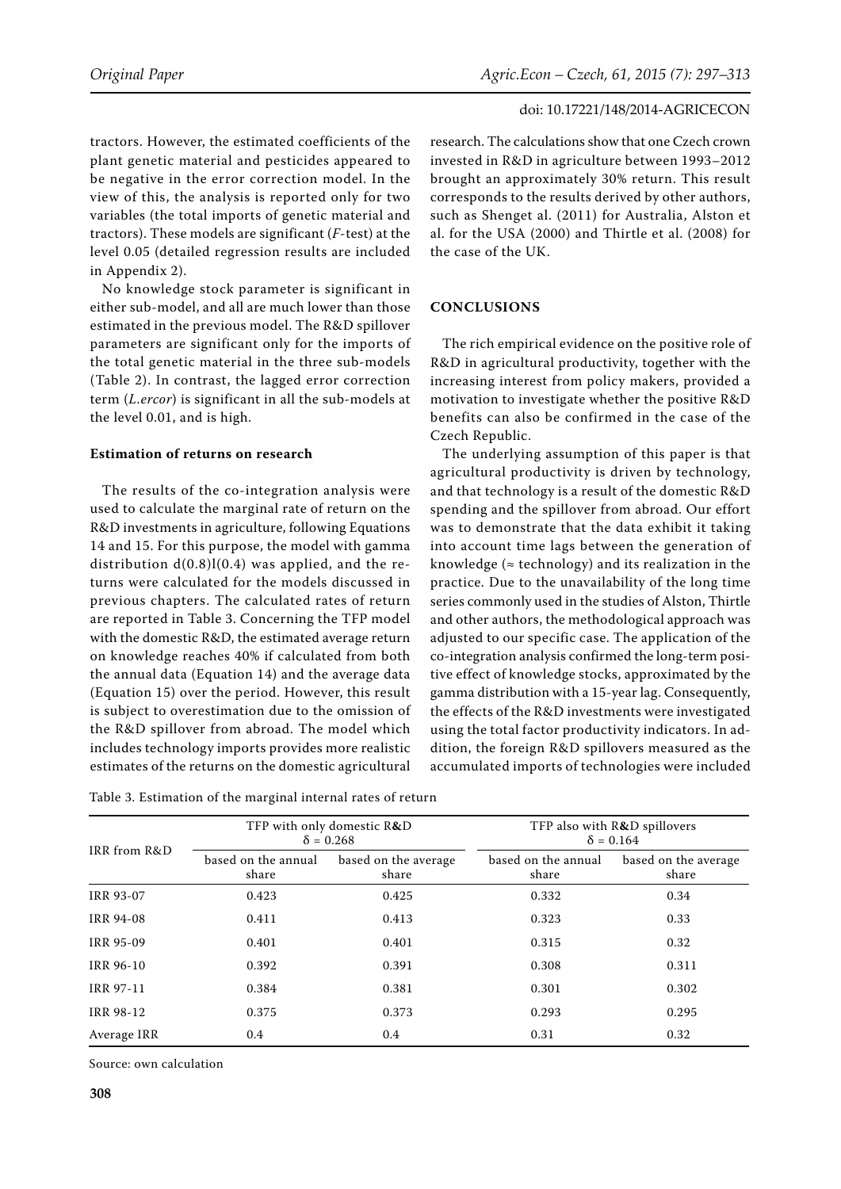tractors. However, the estimated coefficients of the plant genetic material and pesticides appeared to be negative in the error correction model. In the view of this, the analysis is reported only for two variables (the total imports of genetic material and tractors). These models are significant (*F*-test) at the level 0.05 (detailed regression results are included in Appendix 2).

No knowledge stock parameter is significant in either sub-model, and all are much lower than those estimated in the previous model. The R&D spillover parameters are significant only for the imports of the total genetic material in the three sub-models (Table 2). In contrast, the lagged error correction term (*L.ercor*) is significant in all the sub-models at the level 0.01, and is high.

### Estimation of returns on research

The results of the co-integration analysis were used to calculate the marginal rate of return on the R&D investments in agriculture, following Equations 14 and 15. For this purpose, the model with gamma distribution d(0.8)l(0.4) was applied, and the returns were calculated for the models discussed in previous chapters. The calculated rates of return are reported in Table 3. Concerning the TFP model with the domestic R&D, the estimated average return on knowledge reaches 40% if calculated from both the annual data (Equation 14) and the average data (Equation 15) over the period. However, this result is subject to overestimation due to the omission of the R&D spillover from abroad. The model which includes technology imports provides more realistic estimates of the returns on the domestic agricultural research. The calculations show that one Czech crown invested in R&D in agriculture between 1993–2012 brought an approximately 30% return. This result corresponds to the results derived by other authors, such as Shenget al. (2011) for Australia, Alston et al. for the USA (2000) and Thirtle et al. (2008) for the case of the UK.

## CONCLUSIONS

The rich empirical evidence on the positive role of R&D in agricultural productivity, together with the increasing interest from policy makers, provided a motivation to investigate whether the positive R&D benefits can also be confirmed in the case of the Czech Republic.

The underlying assumption of this paper is that agricultural productivity is driven by technology, and that technology is a result of the domestic R&D spending and the spillover from abroad. Our effort was to demonstrate that the data exhibit it taking into account time lags between the generation of knowledge (≈ technology) and its realization in the practice. Due to the unavailability of the long time series commonly used in the studies of Alston, Thirtle and other authors, the methodological approach was adjusted to our specific case. The application of the co-integration analysis confirmed the long-term positive effect of knowledge stocks, approximated by the gamma distribution with a 15-year lag. Consequently, the effects of the R&D investments were investigated using the total factor productivity indicators. In addition, the foreign R&D spillovers measured as the accumulated imports of technologies were included

Table 3. Estimation of the marginal internal rates of return

| IRR from R&D | TFP with only domestic R&D $\delta = 0.268$ | | TFP also with R&D spillovers $\delta = 0.164$ | |
|---|---|---|---|---|
| | based on the annual share | based on the average share | based on the annual share | based on the average share |
| IRR 93-07 | 0.423 | 0.425 | 0.332 | 0.34 |
| IRR 94-08 | 0.411 | 0.413 | 0.323 | 0.33 |
| IRR 95-09 | 0.401 | 0.401 | 0.315 | 0.32 |
| IRR 96-10 | 0.392 | 0.391 | 0.308 | 0.311 |
| IRR 97-11 | 0.384 | 0.381 | 0.301 | 0.302 |
| IRR 98-12 | 0.375 | 0.373 | 0.293 | 0.295 |
| Average IRR | 0.4 | 0.4 | 0.31 | 0.32 |

Source: own calculation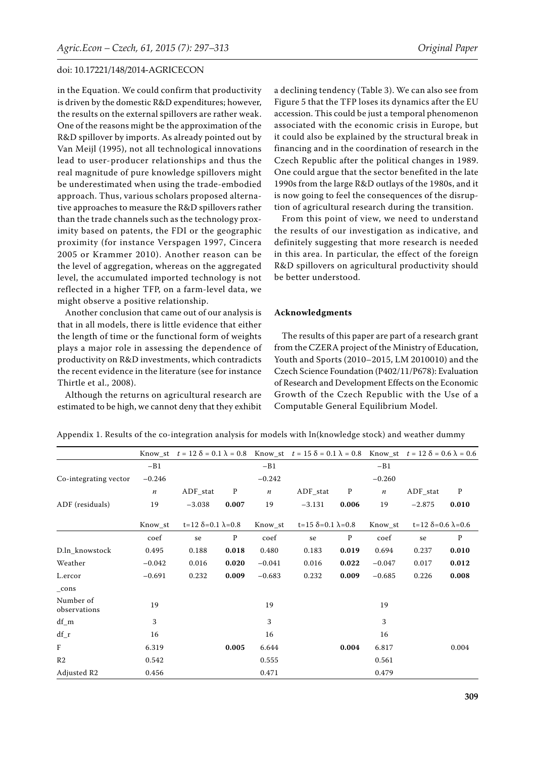in the Equation. We could confirm that productivity is driven by the domestic R&D expenditures; however, the results on the external spillovers are rather weak. One of the reasons might be the approximation of the R&D spillover by imports. As already pointed out by Van Meijl (1995), not all technological innovations lead to user-producer relationships and thus the real magnitude of pure knowledge spillovers might be underestimated when using the trade-embodied approach. Thus, various scholars proposed alternative approaches to measure the R&D spillovers rather than the trade channels such as the technology proximity based on patents, the FDI or the geographic proximity (for instance Verspagen 1997, Cincera 2005 or Krammer 2010). Another reason can be the level of aggregation, whereas on the aggregated level, the accumulated imported technology is not reflected in a higher TFP, on a farm-level data, we might observe a positive relationship.

Another conclusion that came out of our analysis is that in all models, there is little evidence that either the length of time or the functional form of weights plays a major role in assessing the dependence of productivity on R&D investments, which contradicts the recent evidence in the literature (see for instance Thirtle et al., 2008).

Although the returns on agricultural research are estimated to be high, we cannot deny that they exhibit a declining tendency (Table 3). We can also see from Figure 5 that the TFP loses its dynamics after the EU accession. This could be just a temporal phenomenon associated with the economic crisis in Europe, but it could also be explained by the structural break in financing and in the coordination of research in the Czech Republic after the political changes in 1989. One could argue that the sector benefited in the late 1990s from the large R&D outlays of the 1980s, and it is now going to feel the consequences of the disruption of agricultural research during the transition.

From this point of view, we need to understand the results of our investigation as indicative, and definitely suggesting that more research is needed in this area. In particular, the effect of the foreign R&D spillovers on agricultural productivity should be better understood.

## Acknowledgments

The results of this paper are part of a research grant from the CZERA project of the Ministry of Education, Youth and Sports (2010–2015, LM 2010010) and the Czech Science Foundation (P402/11/P678): Evaluation of Research and Development Effects on the Economic Growth of the Czech Republic with the Use of a Computable General Equilibrium Model.

Appendix 1. Results of the co-integration analysis for models with ln(knowledge stock) and weather dummy

| | Know_st | $t = 12$ $\delta = 0.1$ $\lambda = 0.8$ | | Know_st | $t = 15$ $\delta = 0.1$ $\lambda = 0.8$ | | Know_st | $t = 12$ $\delta = 0.6$ $\lambda = 0.6$ | |
|---|---|---|---|---|---|---|---|---|---|
| | −B1 | | | −B1 | | | −B1 | | |
| Co-integrating vector | −0.246 | | | −0.242 | | | −0.260 | | |
| | $n$ | ADF_stat | P | $n$ | ADF_stat | P | $n$ | ADF_stat | P |
| ADF (residuals) | 19 | −3.038 | **0.007** | 19 | −3.131 | **0.006** | 19 | −2.875 | **0.010** |
| | Know_st | $t=12$ $\delta=0.1$ $\lambda=0.8$ | | Know_st | $t=15$ $\delta=0.1$ $\lambda=0.8$ | | Know_st | $t=12$ $\delta=0.6$ $\lambda=0.6$ | |
| | coef | se | P | coef | se | P | coef | se | P |
| D.ln_knowstock | 0.495 | 0.188 | **0.018** | 0.480 | 0.183 | **0.019** | 0.694 | 0.237 | **0.010** |
| Weather | −0.042 | 0.016 | **0.020** | −0.041 | 0.016 | **0.022** | −0.047 | 0.017 | **0.012** |
| L.ercor | −0.691 | 0.232 | **0.009** | −0.683 | 0.232 | **0.009** | −0.685 | 0.226 | **0.008** |
| _cons | | | | | | | | | |
| Number of observations | 19 | | | 19 | | | 19 | | |
| df_m | 3 | | | 3 | | | 3 | | |
| df_r | 16 | | | 16 | | | 16 | | |
| F | 6.319 | | **0.005** | 6.644 | | **0.004** | 6.817 | | 0.004 |
| R2 | 0.542 | | | 0.555 | | | 0.561 | | |
| Adjusted R2 | 0.456 | | | 0.471 | | | 0.479 | | |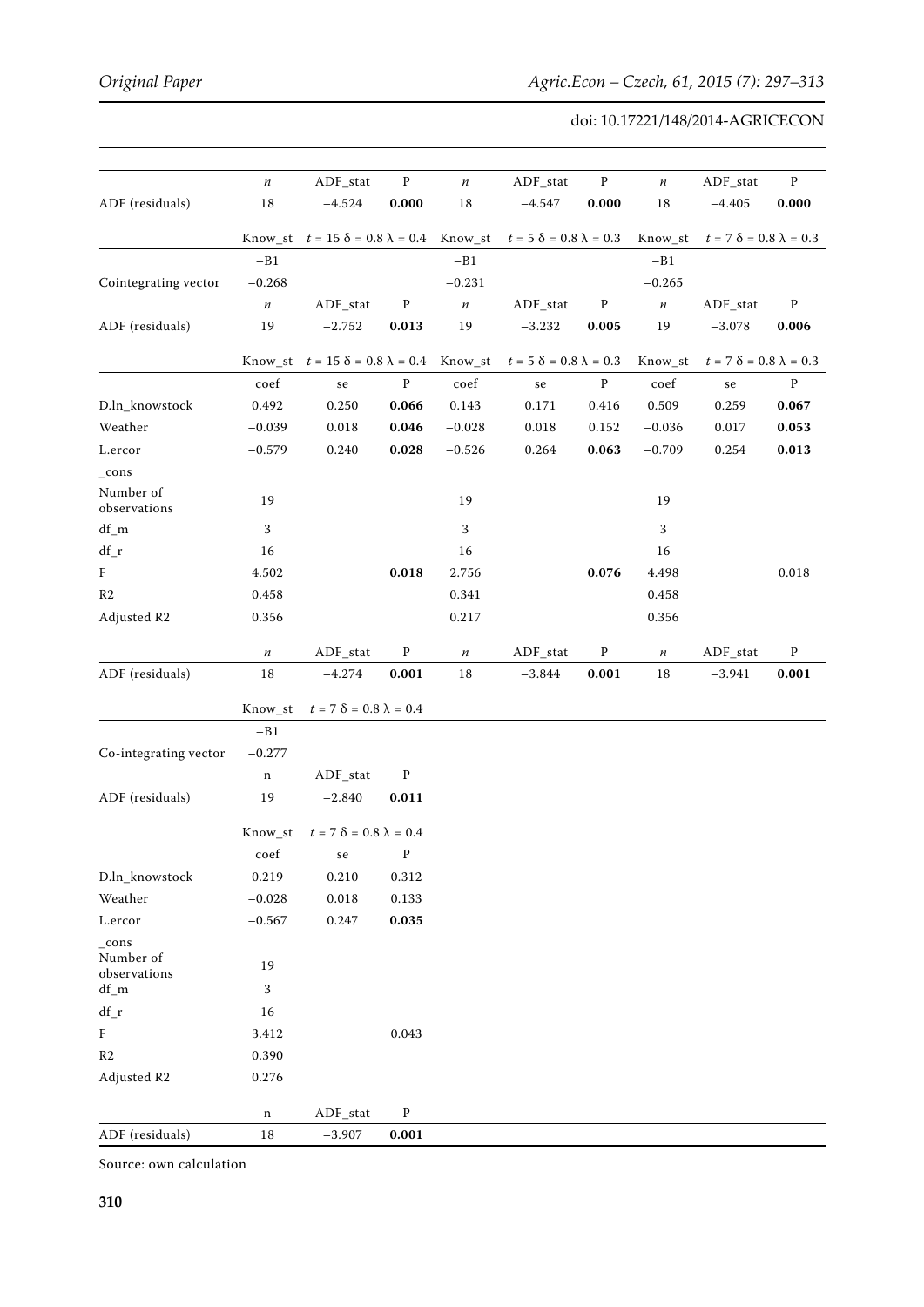|  | $n$ | ADF_stat | P | $n$ | ADF_stat | P | $n$ | ADF_stat | P |
|---|---|---|---|---|---|---|---|---|---|
| ADF (residuals) | 18 | −4.524 | **0.000** | 18 | −4.547 | **0.000** | 18 | −4.405 | **0.000** |

|  | Know_st | $t = 15$ $\delta = 0.8$ $\lambda = 0.4$ |  | Know_st | $t = 5$ $\delta = 0.8$ $\lambda = 0.3$ |  | Know_st | $t = 7$ $\delta = 0.8$ $\lambda = 0.3$ |  |
|---|---|---|---|---|---|---|---|---|---|
|  | −B1 |  |  | −B1 |  |  | −B1 |  |  |
| Cointegrating vector | −0.268 |  |  | −0.231 |  |  | −0.265 |  |  |
|  | $n$ | ADF_stat | P | $n$ | ADF_stat | P | $n$ | ADF_stat | P |
| ADF (residuals) | 19 | −2.752 | **0.013** | 19 | −3.232 | **0.005** | 19 | −3.078 | **0.006** |

|  | Know_st | $t = 15$ $\delta = 0.8$ $\lambda = 0.4$ |  | Know_st | $t = 5$ $\delta = 0.8$ $\lambda = 0.3$ |  | Know_st | $t = 7$ $\delta = 0.8$ $\lambda = 0.3$ |  |
|---|---|---|---|---|---|---|---|---|---|
|  | coef | se | P | coef | se | P | coef | se | P |
| D.ln_knowstock | 0.492 | 0.250 | **0.066** | 0.143 | 0.171 | 0.416 | 0.509 | 0.259 | **0.067** |
| Weather | −0.039 | 0.018 | **0.046** | −0.028 | 0.018 | 0.152 | −0.036 | 0.017 | **0.053** |
| L.ercor | −0.579 | 0.240 | **0.028** | −0.526 | 0.264 | **0.063** | −0.709 | 0.254 | **0.013** |
| _cons |  |  |  |  |  |  |  |  |  |
| Number of observations | 19 |  |  | 19 |  |  | 19 |  |  |
| df_m | 3 |  |  | 3 |  |  | 3 |  |  |
| df_r | 16 |  |  | 16 |  |  | 16 |  |  |
| F | 4.502 |  | **0.018** | 2.756 |  | **0.076** | 4.498 |  | 0.018 |
| R2 | 0.458 |  |  | 0.341 |  |  | 0.458 |  |  |
| Adjusted R2 | 0.356 |  |  | 0.217 |  |  | 0.356 |  |  |
|  | $n$ | ADF_stat | P | $n$ | ADF_stat | P | $n$ | ADF_stat | P |
| ADF (residuals) | 18 | −4.274 | **0.001** | 18 | −3.844 | **0.001** | 18 | −3.941 | **0.001** |

|  | Know_st | $t = 7$ $\delta = 0.8$ $\lambda = 0.4$ |  |
|---|---|---|---|
|  | −B1 |  |  |
| Co-integrating vector | −0.277 |  |  |
|  | n | ADF_stat | P |
| ADF (residuals) | 19 | −2.840 | **0.011** |

|  | Know_st | $t = 7$ $\delta = 0.8$ $\lambda = 0.4$ |  |
|---|---|---|---|
|  | coef | se | P |
| D.ln_knowstock | 0.219 | 0.210 | 0.312 |
| Weather | −0.028 | 0.018 | 0.133 |
| L.ercor | −0.567 | 0.247 | **0.035** |
| _cons |  |  |  |
| Number of observations | 19 |  |  |
| df_m | 3 |  |  |
| df_r | 16 |  |  |
| F | 3.412 |  | 0.043 |
| R2 | 0.390 |  |  |
| Adjusted R2 | 0.276 |  |  |
|  | n | ADF_stat | P |
| ADF (residuals) | 18 | −3.907 | **0.001** |

Source: own calculation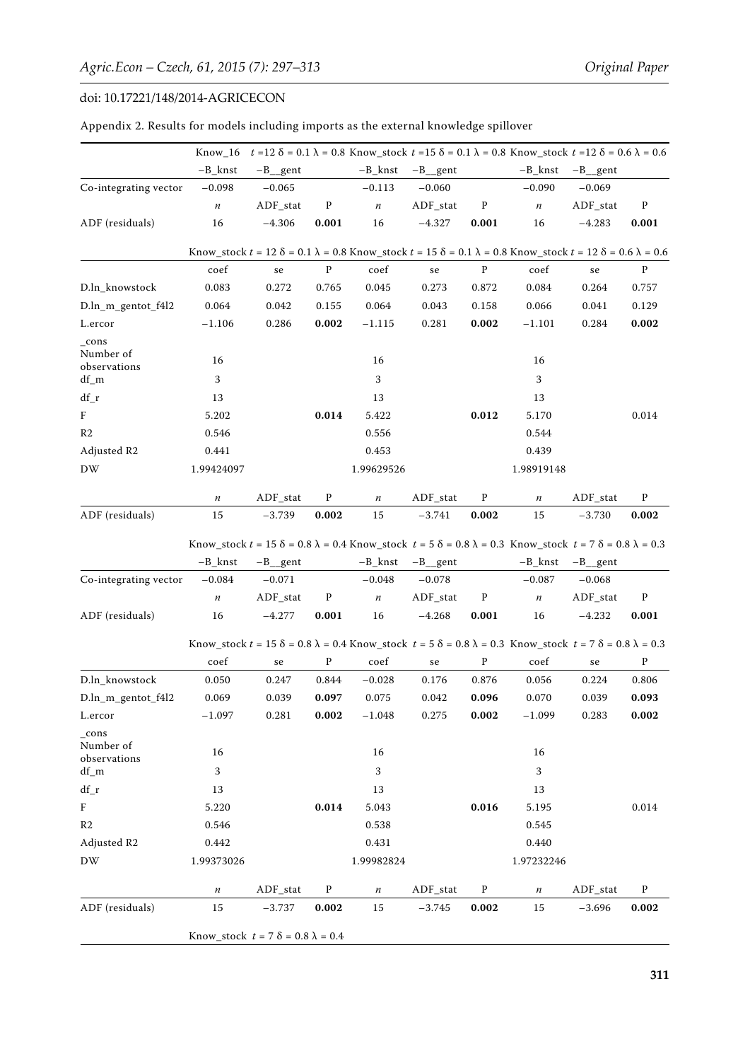Appendix 2. Results for models including imports as the external knowledge spillover

| | Know_16 $t$ =12 $\delta$ = 0.1 $\lambda$ = 0.8 | | | Know_stock $t$ =15 $\delta$ = 0.1 $\lambda$ = 0.8 | | | Know_stock $t$ =12 $\delta$ = 0.6 $\lambda$ = 0.6 | | |
|---|---|---|---|---|---|---|---|---|---|
| | –B_knst | –B__gent | | –B_knst | –B__gent | | –B_knst | –B__gent | |
| Co-integrating vector | –0.098 | –0.065 | | –0.113 | –0.060 | | –0.090 | –0.069 | |
| | $n$ | ADF_stat | P | $n$ | ADF_stat | P | $n$ | ADF_stat | P |
| ADF (residuals) | 16 | –4.306 | **0.001** | 16 | –4.327 | **0.001** | 16 | –4.283 | **0.001** |

| | Know_stock $t$ = 12 $\delta$ = 0.1 $\lambda$ = 0.8 | | | Know_stock $t$ = 15 $\delta$ = 0.1 $\lambda$ = 0.8 | | | Know_stock $t$ = 12 $\delta$ = 0.6 $\lambda$ = 0.6 | | |
|---|---|---|---|---|---|---|---|---|---|
| | coef | se | P | coef | se | P | coef | se | P |
| D.ln_knowstock | 0.083 | 0.272 | 0.765 | 0.045 | 0.273 | 0.872 | 0.084 | 0.264 | 0.757 |
| D.ln_m_gentot_f4l2 | 0.064 | 0.042 | 0.155 | 0.064 | 0.043 | 0.158 | 0.066 | 0.041 | 0.129 |
| L.ercor | –1.106 | 0.286 | **0.002** | –1.115 | 0.281 | **0.002** | –1.101 | 0.284 | **0.002** |
| _cons | | | | | | | | | |
| Number of observations | 16 | | | 16 | | | 16 | | |
| df_m | 3 | | | 3 | | | 3 | | |
| df_r | 13 | | | 13 | | | 13 | | |
| F | 5.202 | | **0.014** | 5.422 | | **0.012** | 5.170 | | 0.014 |
| R2 | 0.546 | | | 0.556 | | | 0.544 | | |
| Adjusted R2 | 0.441 | | | 0.453 | | | 0.439 | | |
| DW | 1.99424097 | | | 1.99629526 | | | 1.98919148 | | |
| | $n$ | ADF_stat | P | $n$ | ADF_stat | P | $n$ | ADF_stat | P |
| ADF (residuals) | 15 | –3.739 | **0.002** | 15 | –3.741 | **0.002** | 15 | –3.730 | **0.002** |

| | Know_stock $t$ = 15 $\delta$ = 0.8 $\lambda$ = 0.4 | | | Know_stock $t$ = 5 $\delta$ = 0.8 $\lambda$ = 0.3 | | | Know_stock $t$ = 7 $\delta$ = 0.8 $\lambda$ = 0.3 | | |
|---|---|---|---|---|---|---|---|---|---|
| | –B_knst | –B__gent | | –B_knst | –B__gent | | –B_knst | –B__gent | |
| Co-integrating vector | –0.084 | –0.071 | | –0.048 | –0.078 | | –0.087 | –0.068 | |
| | $n$ | ADF_stat | P | $n$ | ADF_stat | P | $n$ | ADF_stat | P |
| ADF (residuals) | 16 | –4.277 | **0.001** | 16 | –4.268 | **0.001** | 16 | –4.232 | **0.001** |

| | Know_stock $t$ = 15 $\delta$ = 0.8 $\lambda$ = 0.4 | | | Know_stock $t$ = 5 $\delta$ = 0.8 $\lambda$ = 0.3 | | | Know_stock $t$ = 7 $\delta$ = 0.8 $\lambda$ = 0.3 | | |
|---|---|---|---|---|---|---|---|---|---|
| | coef | se | P | coef | se | P | coef | se | P |
| D.ln_knowstock | 0.050 | 0.247 | 0.844 | –0.028 | 0.176 | 0.876 | 0.056 | 0.224 | 0.806 |
| D.ln_m_gentot_f4l2 | 0.069 | 0.039 | **0.097** | 0.075 | 0.042 | **0.096** | 0.070 | 0.039 | **0.093** |
| L.ercor | –1.097 | 0.281 | **0.002** | –1.048 | 0.275 | **0.002** | –1.099 | 0.283 | **0.002** |
| _cons | | | | | | | | | |
| Number of observations | 16 | | | 16 | | | 16 | | |
| df_m | 3 | | | 3 | | | 3 | | |
| df_r | 13 | | | 13 | | | 13 | | |
| F | 5.220 | | **0.014** | 5.043 | | **0.016** | 5.195 | | 0.014 |
| R2 | 0.546 | | | 0.538 | | | 0.545 | | |
| Adjusted R2 | 0.442 | | | 0.431 | | | 0.440 | | |
| DW | 1.99373026 | | | 1.99982824 | | | 1.97232246 | | |
| | $n$ | ADF_stat | P | $n$ | ADF_stat | P | $n$ | ADF_stat | P |
| ADF (residuals) | 15 | –3.737 | **0.002** | 15 | –3.745 | **0.002** | 15 | –3.696 | **0.002** |

| | Know_stock $t$ = 7 $\delta$ = 0.8 $\lambda$ = 0.4 |
|---|---|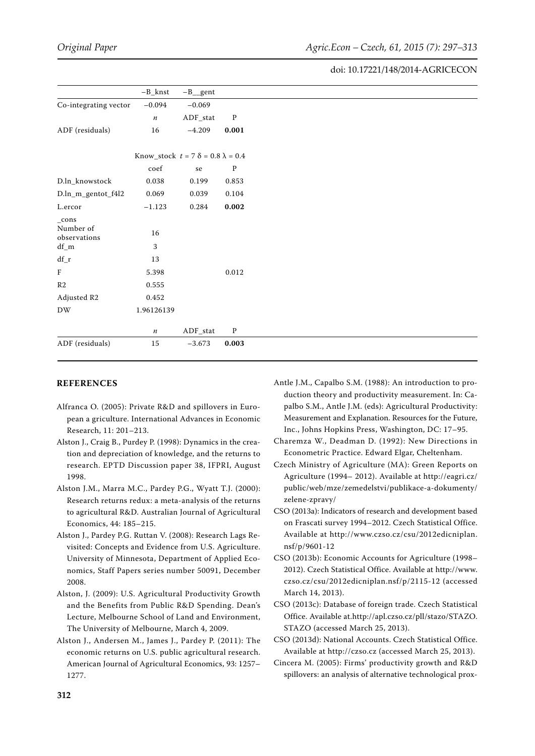| | −B_knst | −B__gent | |
|---|---|---|---|
| Co-integrating vector | −0.094 | −0.069 | |
| | *n* | ADF_stat | P |
| ADF (residuals) | 16 | −4.209 | **0.001** |
| | | | |
| | Know_stock $t = 7$ $\delta = 0.8$ $\lambda = 0.4$ | | |
| | coef | se | P |
| D.ln_knowstock | 0.038 | 0.199 | 0.853 |
| D.ln_m_gentot_f4l2 | 0.069 | 0.039 | 0.104 |
| L.ercor | −1.123 | 0.284 | **0.002** |
| _cons | | | |
| Number of observations | 16 | | |
| df_m | 3 | | |
| df_r | 13 | | |
| F | 5.398 | | 0.012 |
| R2 | 0.555 | | |
| Adjusted R2 | 0.452 | | |
| DW | 1.96126139 | | |
| | *n* | ADF_stat | P |
| ADF (residuals) | 15 | −3.673 | **0.003** |

## REFERENCES

Alfranca O. (2005): Private R&D and spillovers in European a griculture. International Advances in Economic Research, 11: 201–213.

Alston J., Craig B., Purdey P. (1998): Dynamics in the creation and depreciation of knowledge, and the returns to research. EPTD Discussion paper 38, IFPRI, August 1998.

Alston J.M., Marra M.C., Pardey P.G., Wyatt T.J. (2000): Research returns redux: a meta-analysis of the returns to agricultural R&D. Australian Journal of Agricultural Economics, 44: 185–215.

Alston J., Pardey P.G. Ruttan V. (2008): Research Lags Revisited: Concepts and Evidence from U.S. Agriculture. University of Minnesota, Department of Applied Economics, Staff Papers series number 50091, December 2008.

Alston, J. (2009): U.S. Agricultural Productivity Growth and the Benefits from Public R&D Spending. Dean's Lecture, Melbourne School of Land and Environment, The University of Melbourne, March 4, 2009.

Alston J., Andersen M., James J., Pardey P. (2011): The economic returns on U.S. public agricultural research. American Journal of Agricultural Economics, 93: 1257–1277.

Antle J.M., Capalbo S.M. (1988): An introduction to production theory and productivity measurement. In: Capalbo S.M., Antle J.M. (eds): Agricultural Productivity: Measurement and Explanation. Resources for the Future, Inc., Johns Hopkins Press, Washington, DC: 17–95.

Charemza W., Deadman D. (1992): New Directions in Econometric Practice. Edward Elgar, Cheltenham.

Czech Ministry of Agriculture (MA): Green Reports on Agriculture (1994– 2012). Available at http://eagri.cz/public/web/mze/zemedelstvi/publikace-a-dokumenty/zelene-zpravy/

CSO (2013a): Indicators of research and development based on Frascati survey 1994–2012. Czech Statistical Office. Available at http://www.czso.cz/csu/2012edicniplan.nsf/p/9601-12

CSO (2013b): Economic Accounts for Agriculture (1998–2012). Czech Statistical Office. Available at http://www.czso.cz/csu/2012edicniplan.nsf/p/2115-12 (accessed March 14, 2013).

CSO (2013c): Database of foreign trade. Czech Statistical Office. Available at.http://apl.czso.cz/pll/stazo/STAZO.STAZO (accessed March 25, 2013).

CSO (2013d): National Accounts. Czech Statistical Office. Available at http://czso.cz (accessed March 25, 2013).

Cincera M. (2005): Firms' productivity growth and R&D spillovers: an analysis of alternative technological prox-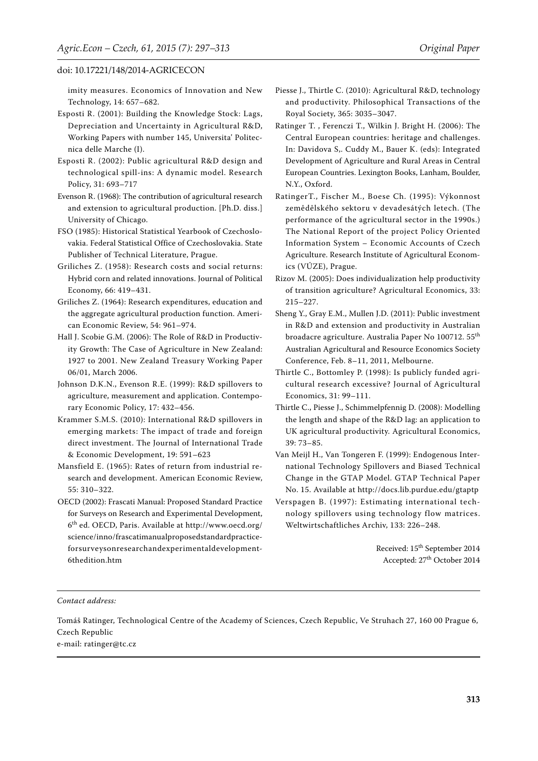imity measures. Economics of Innovation and New Technology, 14: 657–682.

Esposti R. (2001): Building the Knowledge Stock: Lags, Depreciation and Uncertainty in Agricultural R&D, Working Papers with number 145, Universita' Politecnica delle Marche (I).

Esposti R. (2002): Public agricultural R&D design and technological spill-ins: A dynamic model. Research Policy, 31: 693–717

Evenson R. (1968): The contribution of agricultural research and extension to agricultural production. [Ph.D. diss.] University of Chicago.

FSO (1985): Historical Statistical Yearbook of Czechoslovakia. Federal Statistical Office of Czechoslovakia. State Publisher of Technical Literature, Prague.

Griliches Z. (1958): Research costs and social returns: Hybrid corn and related innovations. Journal of Political Economy, 66: 419–431.

Griliches Z. (1964): Research expenditures, education and the aggregate agricultural production function. American Economic Review, 54: 961–974.

Hall J. Scobie G.M. (2006): The Role of R&D in Productivity Growth: The Case of Agriculture in New Zealand: 1927 to 2001. New Zealand Treasury Working Paper 06/01, March 2006.

Johnson D.K.N., Evenson R.E. (1999): R&D spillovers to agriculture, measurement and application. Contemporary Economic Policy, 17: 432–456.

Krammer S.M.S. (2010): International R&D spillovers in emerging markets: The impact of trade and foreign direct investment. The Journal of International Trade & Economic Development, 19: 591–623

Mansfield E. (1965): Rates of return from industrial research and development. American Economic Review, 55: 310–322.

OECD (2002): Frascati Manual: Proposed Standard Practice for Surveys on Research and Experimental Development, 6th ed. OECD, Paris. Available at http://www.oecd.org/science/inno/frascatimanualproposedstandardpracticeforsurveysonresearchandexperimentaldevelopment-6thedition.htm

Piesse J., Thirtle C. (2010): Agricultural R&D, technology and productivity. Philosophical Transactions of the Royal Society, 365: 3035–3047.

Ratinger T. , Ferenczi T., Wilkin J. Bright H. (2006): The Central European countries: heritage and challenges. In: Davidova S,. Cuddy M., Bauer K. (eds): Integrated Development of Agriculture and Rural Areas in Central European Countries. Lexington Books, Lanham, Boulder, N.Y., Oxford.

RatingerT., Fischer M., Boese Ch. (1995): Výkonnost zemědělského sektoru v devadesátých letech. (The performance of the agricultural sector in the 1990s.) The National Report of the project Policy Oriented Information System – Economic Accounts of Czech Agriculture. Research Institute of Agricultural Economics (VÚZE), Prague.

Rizov M. (2005): Does individualization help productivity of transition agriculture? Agricultural Economics, 33: 215–227.

Sheng Y., Gray E.M., Mullen J.D. (2011): Public investment in R&D and extension and productivity in Australian broadacre agriculture. Australia Paper No 100712. 55th Australian Agricultural and Resource Economics Society Conference, Feb. 8–11, 2011, Melbourne.

Thirtle C., Bottomley P. (1998): Is publicly funded agricultural research excessive? Journal of Agricultural Economics, 31: 99–111.

Thirtle C., Piesse J., Schimmelpfennig D. (2008): Modelling the length and shape of the R&D lag: an application to UK agricultural productivity. Agricultural Economics, 39: 73–85.

Van Meijl H., Van Tongeren F. (1999): Endogenous International Technology Spillovers and Biased Technical Change in the GTAP Model. GTAP Technical Paper No. 15. Available at http://docs.lib.purdue.edu/gtaptp

Verspagen B. (1997): Estimating international technology spillovers using technology flow matrices. Weltwirtschaftliches Archiv, 133: 226–248.

Received: 15th September 2014
Accepted: 27th October 2014

*Contact address:*

Tomáš Ratinger, Technological Centre of the Academy of Sciences, Czech Republic, Ve Struhach 27, 160 00 Prague 6, Czech Republic
e-mail: ratinger@tc.cz